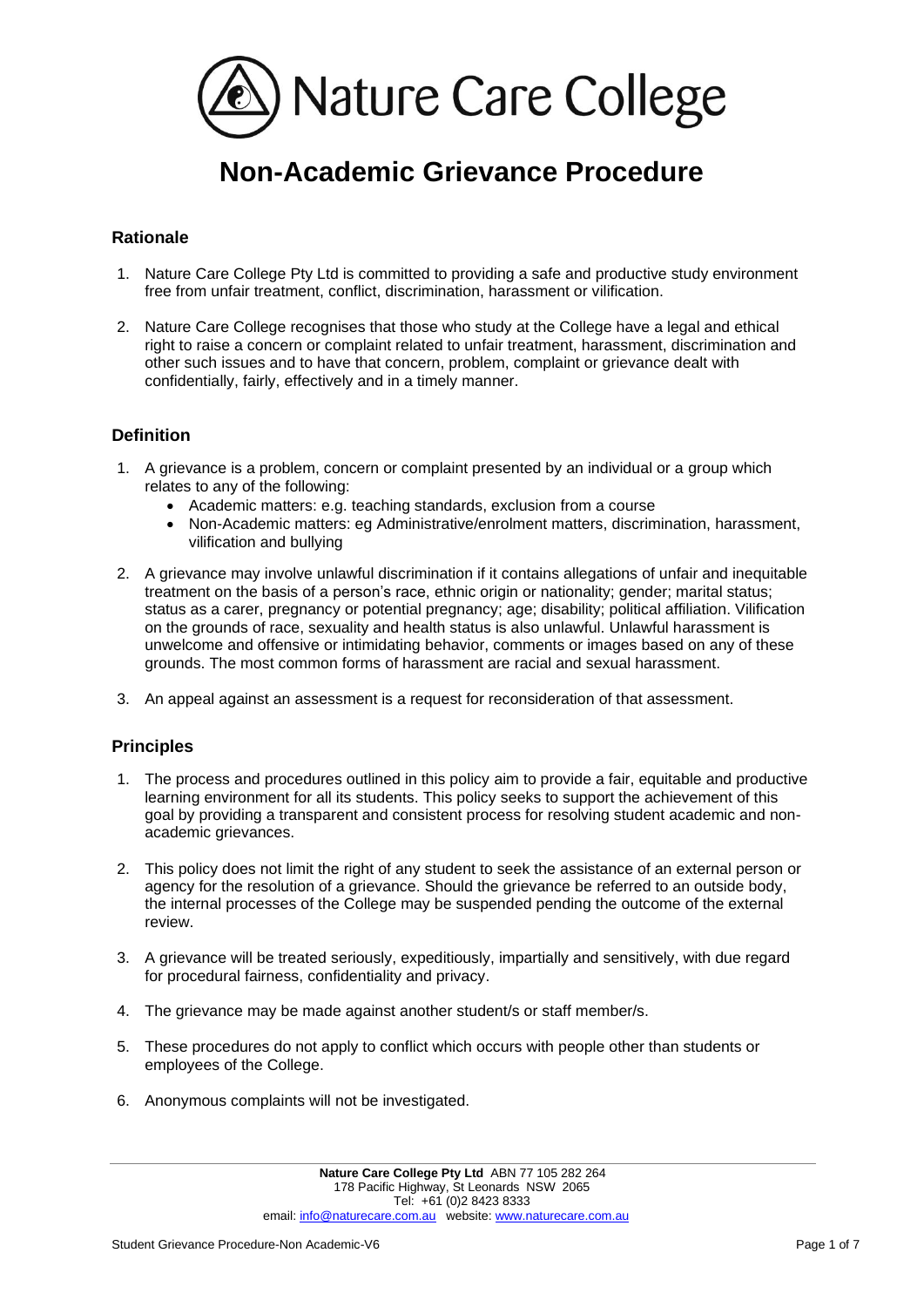Nature Care College

# Non-Academic Grievance Procedure

## Rationale

1. Nature Care College Pty Ltd is committed to providing a safe and productive study environment free from unfair treatment, conflict, discrimination, harassment or vilification.

2. Nature Care College recognises that those who study at the College have a legal and ethical right to raise a concern or complaint related to unfair treatment, harassment, discrimination and other such issues and to have that concern, problem, complaint or grievance dealt with confidentially, fairly, effectively and in a timely manner.

## Definition

1. A grievance is a problem, concern or complaint presented by an individual or a group which relates to any of the following:
   - Academic matters: e.g. teaching standards, exclusion from a course
   - Non-Academic matters: eg Administrative/enrolment matters, discrimination, harassment, vilification and bullying

2. A grievance may involve unlawful discrimination if it contains allegations of unfair and inequitable treatment on the basis of a person's race, ethnic origin or nationality; gender; marital status; status as a carer, pregnancy or potential pregnancy; age; disability; political affiliation. Vilification on the grounds of race, sexuality and health status is also unlawful. Unlawful harassment is unwelcome and offensive or intimidating behavior, comments or images based on any of these grounds. The most common forms of harassment are racial and sexual harassment.

3. An appeal against an assessment is a request for reconsideration of that assessment.

## Principles

1. The process and procedures outlined in this policy aim to provide a fair, equitable and productive learning environment for all its students. This policy seeks to support the achievement of this goal by providing a transparent and consistent process for resolving student academic and non-academic grievances.

2. This policy does not limit the right of any student to seek the assistance of an external person or agency for the resolution of a grievance. Should the grievance be referred to an outside body, the internal processes of the College may be suspended pending the outcome of the external review.

3. A grievance will be treated seriously, expeditiously, impartially and sensitively, with due regard for procedural fairness, confidentiality and privacy.

4. The grievance may be made against another student/s or staff member/s.

5. These procedures do not apply to conflict which occurs with people other than students or employees of the College.

6. Anonymous complaints will not be investigated.

**Nature Care College Pty Ltd** ABN 77 105 282 264
178 Pacific Highway, St Leonards NSW 2065
Tel: +61 (0)2 8423 8333
email: info@naturecare.com.au website: www.naturecare.com.au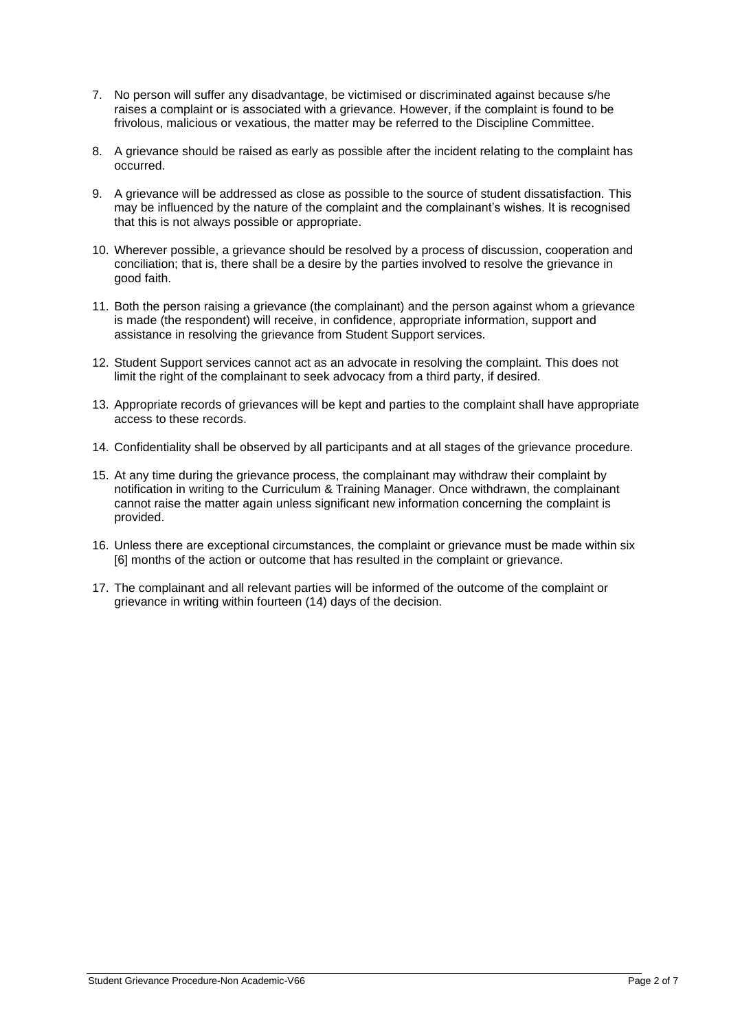7. No person will suffer any disadvantage, be victimised or discriminated against because s/he raises a complaint or is associated with a grievance. However, if the complaint is found to be frivolous, malicious or vexatious, the matter may be referred to the Discipline Committee.

8. A grievance should be raised as early as possible after the incident relating to the complaint has occurred.

9. A grievance will be addressed as close as possible to the source of student dissatisfaction. This may be influenced by the nature of the complaint and the complainant's wishes. It is recognised that this is not always possible or appropriate.

10. Wherever possible, a grievance should be resolved by a process of discussion, cooperation and conciliation; that is, there shall be a desire by the parties involved to resolve the grievance in good faith.

11. Both the person raising a grievance (the complainant) and the person against whom a grievance is made (the respondent) will receive, in confidence, appropriate information, support and assistance in resolving the grievance from Student Support services.

12. Student Support services cannot act as an advocate in resolving the complaint. This does not limit the right of the complainant to seek advocacy from a third party, if desired.

13. Appropriate records of grievances will be kept and parties to the complaint shall have appropriate access to these records.

14. Confidentiality shall be observed by all participants and at all stages of the grievance procedure.

15. At any time during the grievance process, the complainant may withdraw their complaint by notification in writing to the Curriculum & Training Manager. Once withdrawn, the complainant cannot raise the matter again unless significant new information concerning the complaint is provided.

16. Unless there are exceptional circumstances, the complaint or grievance must be made within six [6] months of the action or outcome that has resulted in the complaint or grievance.

17. The complainant and all relevant parties will be informed of the outcome of the complaint or grievance in writing within fourteen (14) days of the decision.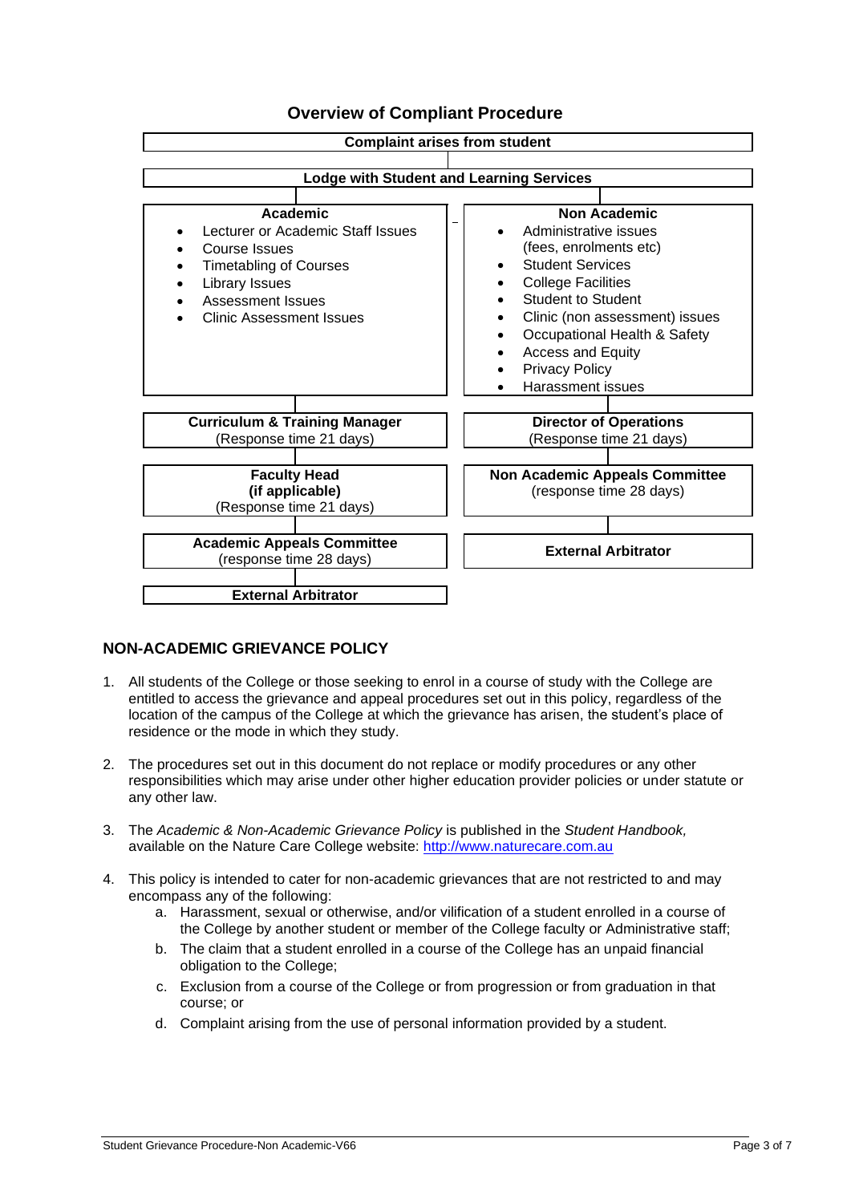## Overview of Compliant Procedure

**Complaint arises from student**

**Lodge with Student and Learning Services**

| **Academic** | **Non Academic** |
|---|---|
| • Lecturer or Academic Staff Issues<br>• Course Issues<br>• Timetabling of Courses<br>• Library Issues<br>• Assessment Issues<br>• Clinic Assessment Issues | • Administrative issues (fees, enrolments etc)<br>• Student Services<br>• College Facilities<br>• Student to Student<br>• Clinic (non assessment) issues<br>• Occupational Health & Safety<br>• Access and Equity<br>• Privacy Policy<br>• Harassment issues |
| **Curriculum & Training Manager** (Response time 21 days) | **Director of Operations** (Response time 21 days) |
| **Faculty Head (if applicable)** (Response time 21 days) | **Non Academic Appeals Committee** (response time 28 days) |
| **Academic Appeals Committee** (response time 28 days) | **External Arbitrator** |
| **External Arbitrator** | |

## NON-ACADEMIC GRIEVANCE POLICY

1. All students of the College or those seeking to enrol in a course of study with the College are entitled to access the grievance and appeal procedures set out in this policy, regardless of the location of the campus of the College at which the grievance has arisen, the student's place of residence or the mode in which they study.

2. The procedures set out in this document do not replace or modify procedures or any other responsibilities which may arise under other higher education provider policies or under statute or any other law.

3. The *Academic & Non-Academic Grievance Policy* is published in the *Student Handbook,* available on the Nature Care College website: http://www.naturecare.com.au

4. This policy is intended to cater for non-academic grievances that are not restricted to and may encompass any of the following:
   a. Harassment, sexual or otherwise, and/or vilification of a student enrolled in a course of the College by another student or member of the College faculty or Administrative staff;
   b. The claim that a student enrolled in a course of the College has an unpaid financial obligation to the College;
   c. Exclusion from a course of the College or from progression or from graduation in that course; or
   d. Complaint arising from the use of personal information provided by a student.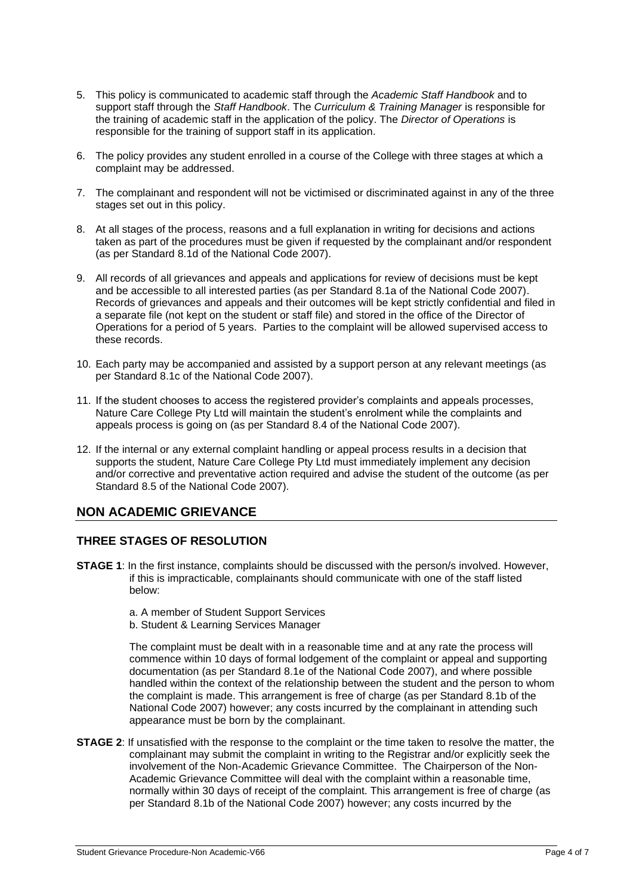5. This policy is communicated to academic staff through the *Academic Staff Handbook* and to support staff through the *Staff Handbook*. The *Curriculum & Training Manager* is responsible for the training of academic staff in the application of the policy. The *Director of Operations* is responsible for the training of support staff in its application.

6. The policy provides any student enrolled in a course of the College with three stages at which a complaint may be addressed.

7. The complainant and respondent will not be victimised or discriminated against in any of the three stages set out in this policy.

8. At all stages of the process, reasons and a full explanation in writing for decisions and actions taken as part of the procedures must be given if requested by the complainant and/or respondent (as per Standard 8.1d of the National Code 2007).

9. All records of all grievances and appeals and applications for review of decisions must be kept and be accessible to all interested parties (as per Standard 8.1a of the National Code 2007). Records of grievances and appeals and their outcomes will be kept strictly confidential and filed in a separate file (not kept on the student or staff file) and stored in the office of the Director of Operations for a period of 5 years. Parties to the complaint will be allowed supervised access to these records.

10. Each party may be accompanied and assisted by a support person at any relevant meetings (as per Standard 8.1c of the National Code 2007).

11. If the student chooses to access the registered provider's complaints and appeals processes, Nature Care College Pty Ltd will maintain the student's enrolment while the complaints and appeals process is going on (as per Standard 8.4 of the National Code 2007).

12. If the internal or any external complaint handling or appeal process results in a decision that supports the student, Nature Care College Pty Ltd must immediately implement any decision and/or corrective and preventative action required and advise the student of the outcome (as per Standard 8.5 of the National Code 2007).

## NON ACADEMIC GRIEVANCE

### THREE STAGES OF RESOLUTION

**STAGE 1**: In the first instance, complaints should be discussed with the person/s involved. However, if this is impracticable, complainants should communicate with one of the staff listed below:

a. A member of Student Support Services
b. Student & Learning Services Manager

The complaint must be dealt with in a reasonable time and at any rate the process will commence within 10 days of formal lodgement of the complaint or appeal and supporting documentation (as per Standard 8.1e of the National Code 2007), and where possible handled within the context of the relationship between the student and the person to whom the complaint is made. This arrangement is free of charge (as per Standard 8.1b of the National Code 2007) however; any costs incurred by the complainant in attending such appearance must be born by the complainant.

**STAGE 2**: If unsatisfied with the response to the complaint or the time taken to resolve the matter, the complainant may submit the complaint in writing to the Registrar and/or explicitly seek the involvement of the Non-Academic Grievance Committee. The Chairperson of the Non-Academic Grievance Committee will deal with the complaint within a reasonable time, normally within 30 days of receipt of the complaint. This arrangement is free of charge (as per Standard 8.1b of the National Code 2007) however; any costs incurred by the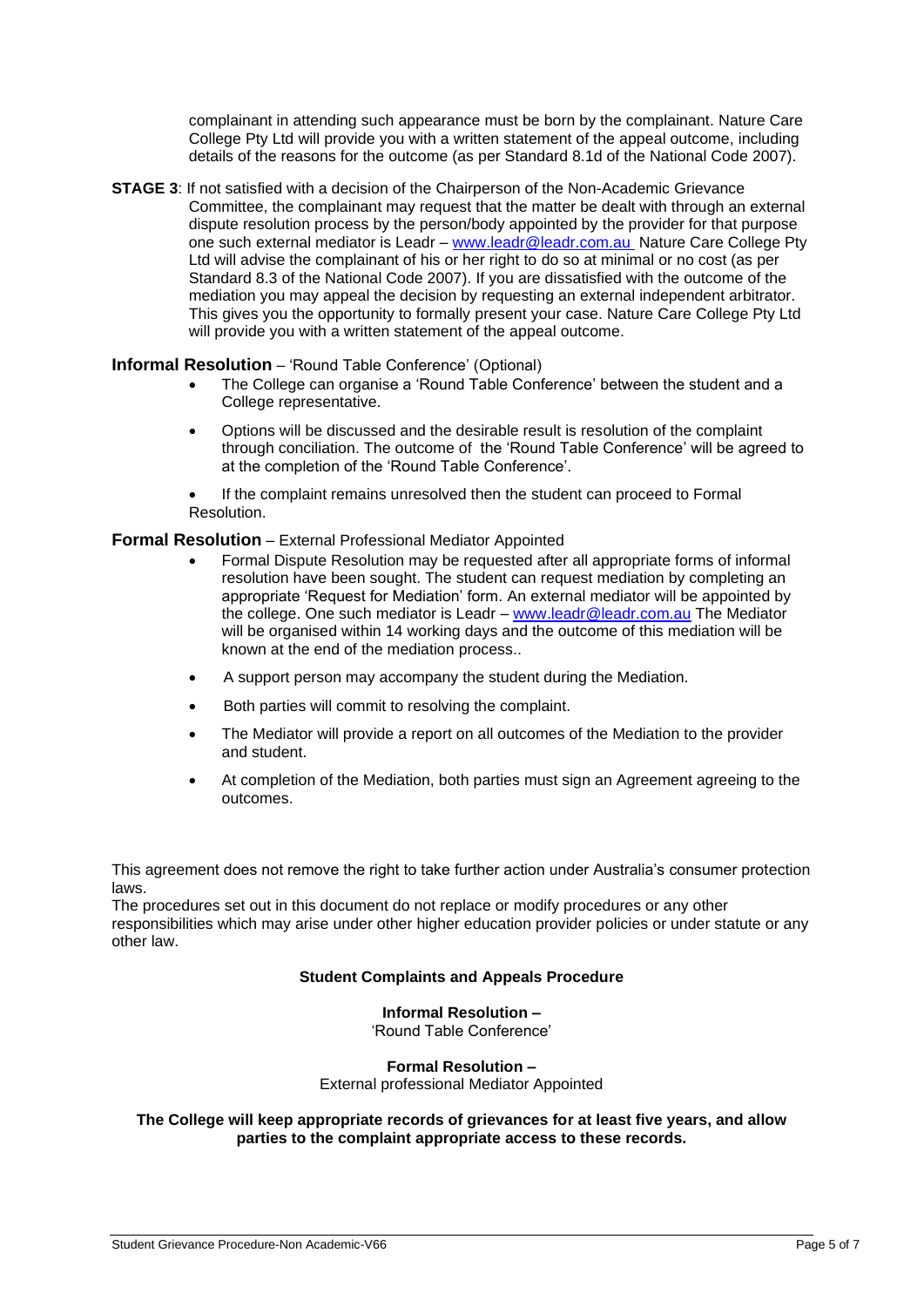complainant in attending such appearance must be born by the complainant. Nature Care College Pty Ltd will provide you with a written statement of the appeal outcome, including details of the reasons for the outcome (as per Standard 8.1d of the National Code 2007).

**STAGE 3**: If not satisfied with a decision of the Chairperson of the Non-Academic Grievance Committee, the complainant may request that the matter be dealt with through an external dispute resolution process by the person/body appointed by the provider for that purpose one such external mediator is Leadr – www.leadr@leadr.com.au Nature Care College Pty Ltd will advise the complainant of his or her right to do so at minimal or no cost (as per Standard 8.3 of the National Code 2007). If you are dissatisfied with the outcome of the mediation you may appeal the decision by requesting an external independent arbitrator. This gives you the opportunity to formally present your case. Nature Care College Pty Ltd will provide you with a written statement of the appeal outcome.

**Informal Resolution** – 'Round Table Conference' (Optional)

- The College can organise a 'Round Table Conference' between the student and a College representative.
- Options will be discussed and the desirable result is resolution of the complaint through conciliation. The outcome of the 'Round Table Conference' will be agreed to at the completion of the 'Round Table Conference'.
- If the complaint remains unresolved then the student can proceed to Formal Resolution.

**Formal Resolution** – External Professional Mediator Appointed

- Formal Dispute Resolution may be requested after all appropriate forms of informal resolution have been sought. The student can request mediation by completing an appropriate 'Request for Mediation' form. An external mediator will be appointed by the college. One such mediator is Leadr – www.leadr@leadr.com.au The Mediator will be organised within 14 working days and the outcome of this mediation will be known at the end of the mediation process..
- A support person may accompany the student during the Mediation.
- Both parties will commit to resolving the complaint.
- The Mediator will provide a report on all outcomes of the Mediation to the provider and student.
- At completion of the Mediation, both parties must sign an Agreement agreeing to the outcomes.

This agreement does not remove the right to take further action under Australia's consumer protection laws.
The procedures set out in this document do not replace or modify procedures or any other responsibilities which may arise under other higher education provider policies or under statute or any other law.

**Student Complaints and Appeals Procedure**

**Informal Resolution –**
'Round Table Conference'

**Formal Resolution –**
External professional Mediator Appointed

**The College will keep appropriate records of grievances for at least five years, and allow parties to the complaint appropriate access to these records.**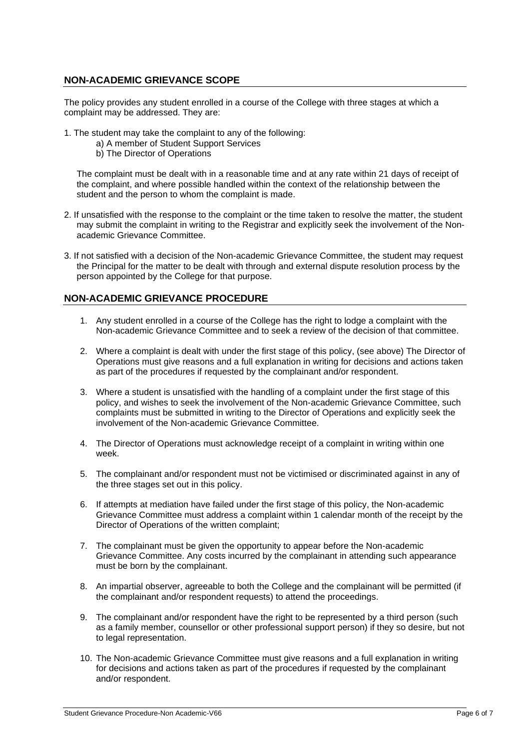## NON-ACADEMIC GRIEVANCE SCOPE

The policy provides any student enrolled in a course of the College with three stages at which a complaint may be addressed. They are:

1. The student may take the complaint to any of the following:
   a) A member of Student Support Services
   b) The Director of Operations

   The complaint must be dealt with in a reasonable time and at any rate within 21 days of receipt of the complaint, and where possible handled within the context of the relationship between the student and the person to whom the complaint is made.

2. If unsatisfied with the response to the complaint or the time taken to resolve the matter, the student may submit the complaint in writing to the Registrar and explicitly seek the involvement of the Non-academic Grievance Committee.

3. If not satisfied with a decision of the Non-academic Grievance Committee, the student may request the Principal for the matter to be dealt with through and external dispute resolution process by the person appointed by the College for that purpose.

## NON-ACADEMIC GRIEVANCE PROCEDURE

1. Any student enrolled in a course of the College has the right to lodge a complaint with the Non-academic Grievance Committee and to seek a review of the decision of that committee.

2. Where a complaint is dealt with under the first stage of this policy, (see above) The Director of Operations must give reasons and a full explanation in writing for decisions and actions taken as part of the procedures if requested by the complainant and/or respondent.

3. Where a student is unsatisfied with the handling of a complaint under the first stage of this policy, and wishes to seek the involvement of the Non-academic Grievance Committee, such complaints must be submitted in writing to the Director of Operations and explicitly seek the involvement of the Non-academic Grievance Committee.

4. The Director of Operations must acknowledge receipt of a complaint in writing within one week.

5. The complainant and/or respondent must not be victimised or discriminated against in any of the three stages set out in this policy.

6. If attempts at mediation have failed under the first stage of this policy, the Non-academic Grievance Committee must address a complaint within 1 calendar month of the receipt by the Director of Operations of the written complaint;

7. The complainant must be given the opportunity to appear before the Non-academic Grievance Committee. Any costs incurred by the complainant in attending such appearance must be born by the complainant.

8. An impartial observer, agreeable to both the College and the complainant will be permitted (if the complainant and/or respondent requests) to attend the proceedings.

9. The complainant and/or respondent have the right to be represented by a third person (such as a family member, counsellor or other professional support person) if they so desire, but not to legal representation.

10. The Non-academic Grievance Committee must give reasons and a full explanation in writing for decisions and actions taken as part of the procedures if requested by the complainant and/or respondent.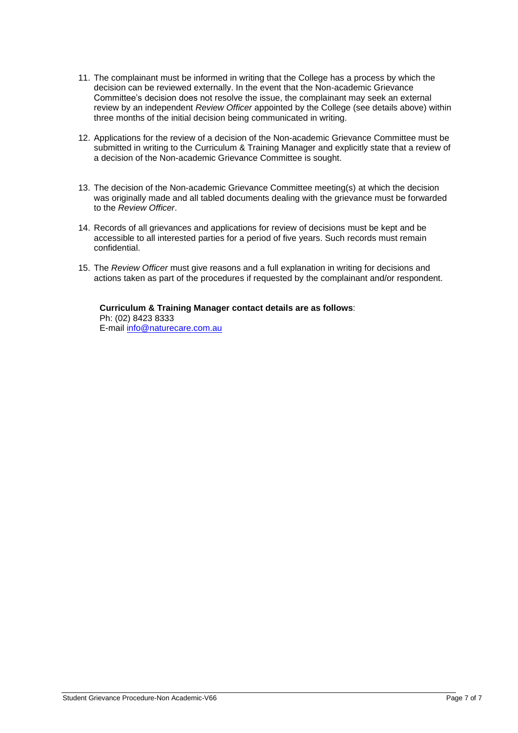11. The complainant must be informed in writing that the College has a process by which the decision can be reviewed externally. In the event that the Non-academic Grievance Committee's decision does not resolve the issue, the complainant may seek an external review by an independent *Review Officer* appointed by the College (see details above) within three months of the initial decision being communicated in writing.

12. Applications for the review of a decision of the Non-academic Grievance Committee must be submitted in writing to the Curriculum & Training Manager and explicitly state that a review of a decision of the Non-academic Grievance Committee is sought.

13. The decision of the Non-academic Grievance Committee meeting(s) at which the decision was originally made and all tabled documents dealing with the grievance must be forwarded to the *Review Officer*.

14. Records of all grievances and applications for review of decisions must be kept and be accessible to all interested parties for a period of five years. Such records must remain confidential.

15. The *Review Officer* must give reasons and a full explanation in writing for decisions and actions taken as part of the procedures if requested by the complainant and/or respondent.

**Curriculum & Training Manager contact details are as follows**:
Ph: (02) 8423 8333
E-mail info@naturecare.com.au